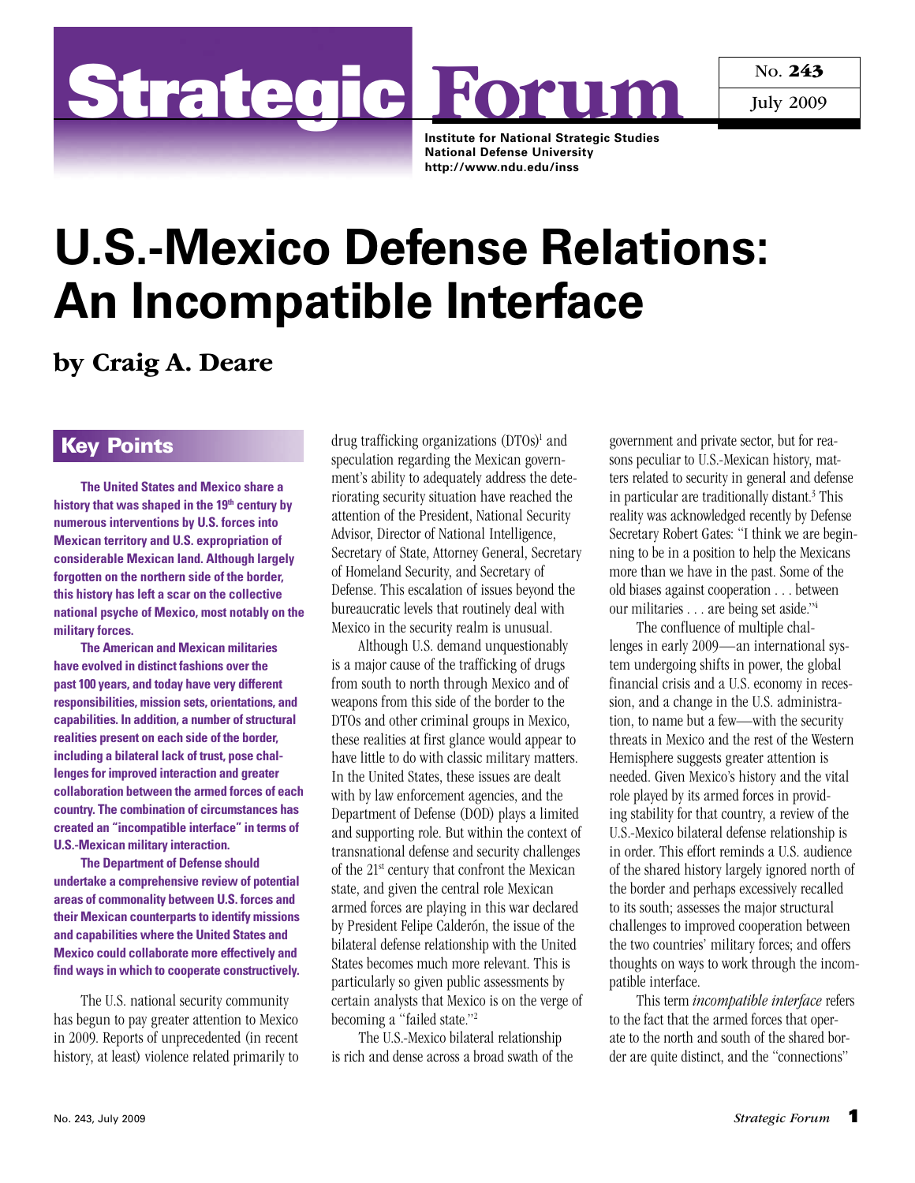# Strategic Forum

No. 243
July 2009

Institute for National Strategic Studies
National Defense University
http://www.ndu.edu/inss

# U.S.-Mexico Defense Relations: An Incompatible Interface

## by Craig A. Deare

### Key Points

**The United States and Mexico share a history that was shaped in the 19th century by numerous interventions by U.S. forces into Mexican territory and U.S. expropriation of considerable Mexican land. Although largely forgotten on the northern side of the border, this history has left a scar on the collective national psyche of Mexico, most notably on the military forces.**

**The American and Mexican militaries have evolved in distinct fashions over the past 100 years, and today have very different responsibilities, mission sets, orientations, and capabilities. In addition, a number of structural realities present on each side of the border, including a bilateral lack of trust, pose challenges for improved interaction and greater collaboration between the armed forces of each country. The combination of circumstances has created an "incompatible interface" in terms of U.S.-Mexican military interaction.**

**The Department of Defense should undertake a comprehensive review of potential areas of commonality between U.S. forces and their Mexican counterparts to identify missions and capabilities where the United States and Mexico could collaborate more effectively and find ways in which to cooperate constructively.**

The U.S. national security community has begun to pay greater attention to Mexico in 2009. Reports of unprecedented (in recent history, at least) violence related primarily to drug trafficking organizations (DTOs)[1] and speculation regarding the Mexican government's ability to adequately address the deteriorating security situation have reached the attention of the President, National Security Advisor, Director of National Intelligence, Secretary of State, Attorney General, Secretary of Homeland Security, and Secretary of Defense. This escalation of issues beyond the bureaucratic levels that routinely deal with Mexico in the security realm is unusual.

Although U.S. demand unquestionably is a major cause of the trafficking of drugs from south to north through Mexico and of weapons from this side of the border to the DTOs and other criminal groups in Mexico, these realities at first glance would appear to have little to do with classic military matters. In the United States, these issues are dealt with by law enforcement agencies, and the Department of Defense (DOD) plays a limited and supporting role. But within the context of transnational defense and security challenges of the 21st century that confront the Mexican state, and given the central role Mexican armed forces are playing in this war declared by President Felipe Calderón, the issue of the bilateral defense relationship with the United States becomes much more relevant. This is particularly so given public assessments by certain analysts that Mexico is on the verge of becoming a "failed state."[2]

The U.S.-Mexico bilateral relationship is rich and dense across a broad swath of the government and private sector, but for reasons peculiar to U.S.-Mexican history, matters related to security in general and defense in particular are traditionally distant.[3] This reality was acknowledged recently by Defense Secretary Robert Gates: "I think we are beginning to be in a position to help the Mexicans more than we have in the past. Some of the old biases against cooperation . . . between our militaries . . . are being set aside."[4]

The confluence of multiple challenges in early 2009—an international system undergoing shifts in power, the global financial crisis and a U.S. economy in recession, and a change in the U.S. administration, to name but a few—with the security threats in Mexico and the rest of the Western Hemisphere suggests greater attention is needed. Given Mexico's history and the vital role played by its armed forces in providing stability for that country, a review of the U.S.-Mexico bilateral defense relationship is in order. This effort reminds a U.S. audience of the shared history largely ignored north of the border and perhaps excessively recalled to its south; assesses the major structural challenges to improved cooperation between the two countries' military forces; and offers thoughts on ways to work through the incompatible interface.

This term *incompatible interface* refers to the fact that the armed forces that operate to the north and south of the shared border are quite distinct, and the "connections"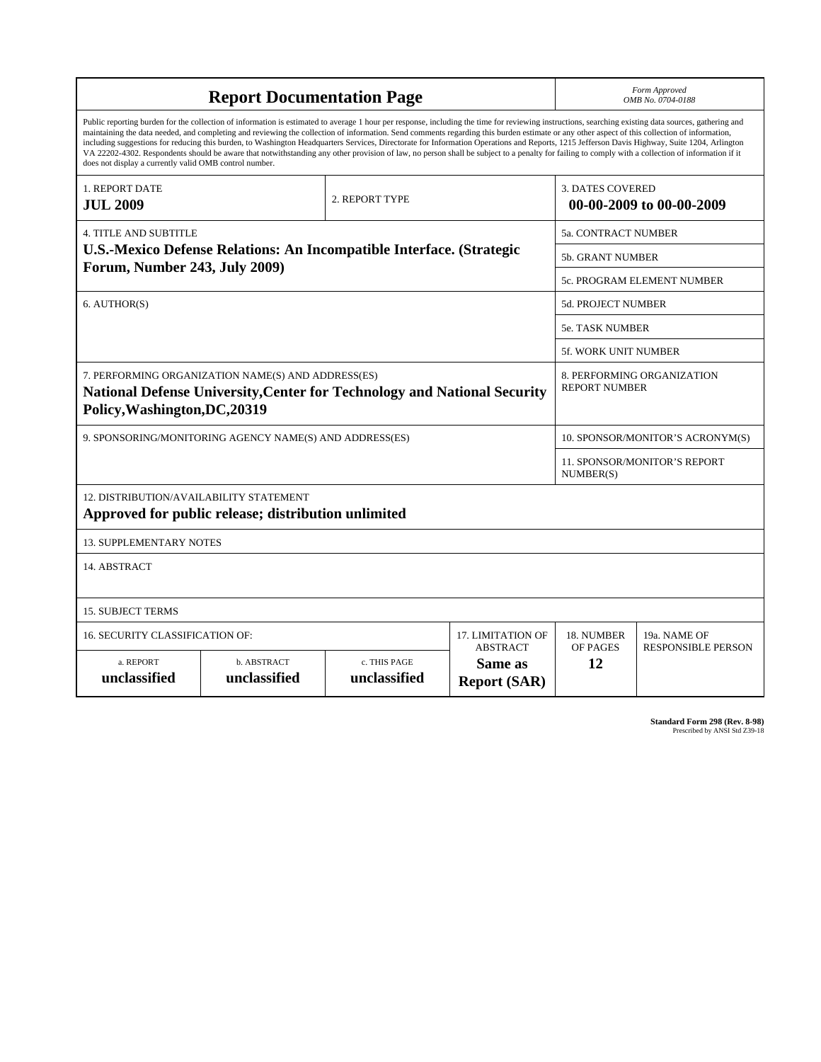# Report Documentation Page

*Form Approved*
*OMB No. 0704-0188*

Public reporting burden for the collection of information is estimated to average 1 hour per response, including the time for reviewing instructions, searching existing data sources, gathering and maintaining the data needed, and completing and reviewing the collection of information. Send comments regarding this burden estimate or any other aspect of this collection of information, including suggestions for reducing this burden, to Washington Headquarters Services, Directorate for Information Operations and Reports, 1215 Jefferson Davis Highway, Suite 1204, Arlington VA 22202-4302. Respondents should be aware that notwithstanding any other provision of law, no person shall be subject to a penalty for failing to comply with a collection of information if it does not display a currently valid OMB control number.

| | | | | | |
|---|---|---|---|---|---|
| 1. REPORT DATE<br>**JUL 2009** | | 2. REPORT TYPE | | 3. DATES COVERED<br>**00-00-2009 to 00-00-2009** | |
| 4. TITLE AND SUBTITLE<br>**U.S.-Mexico Defense Relations: An Incompatible Interface. (Strategic Forum, Number 243, July 2009)** | | | | 5a. CONTRACT NUMBER | |
| | | | | 5b. GRANT NUMBER | |
| | | | | 5c. PROGRAM ELEMENT NUMBER | |
| 6. AUTHOR(S) | | | | 5d. PROJECT NUMBER | |
| | | | | 5e. TASK NUMBER | |
| | | | | 5f. WORK UNIT NUMBER | |
| 7. PERFORMING ORGANIZATION NAME(S) AND ADDRESS(ES)<br>**National Defense University,Center for Technology and National Security Policy,Washington,DC,20319** | | | | 8. PERFORMING ORGANIZATION REPORT NUMBER | |
| 9. SPONSORING/MONITORING AGENCY NAME(S) AND ADDRESS(ES) | | | | 10. SPONSOR/MONITOR'S ACRONYM(S) | |
| | | | | 11. SPONSOR/MONITOR'S REPORT NUMBER(S) | |
| 12. DISTRIBUTION/AVAILABILITY STATEMENT<br>**Approved for public release; distribution unlimited** | | | | | |
| 13. SUPPLEMENTARY NOTES | | | | | |
| 14. ABSTRACT | | | | | |
| 15. SUBJECT TERMS | | | | | |
| 16. SECURITY CLASSIFICATION OF: | | | 17. LIMITATION OF ABSTRACT | 18. NUMBER OF PAGES | 19a. NAME OF RESPONSIBLE PERSON |
| a. REPORT<br>**unclassified** | b. ABSTRACT<br>**unclassified** | c. THIS PAGE<br>**unclassified** | **Same as Report (SAR)** | **12** | |

**Standard Form 298 (Rev. 8-98)**
Prescribed by ANSI Std Z39-18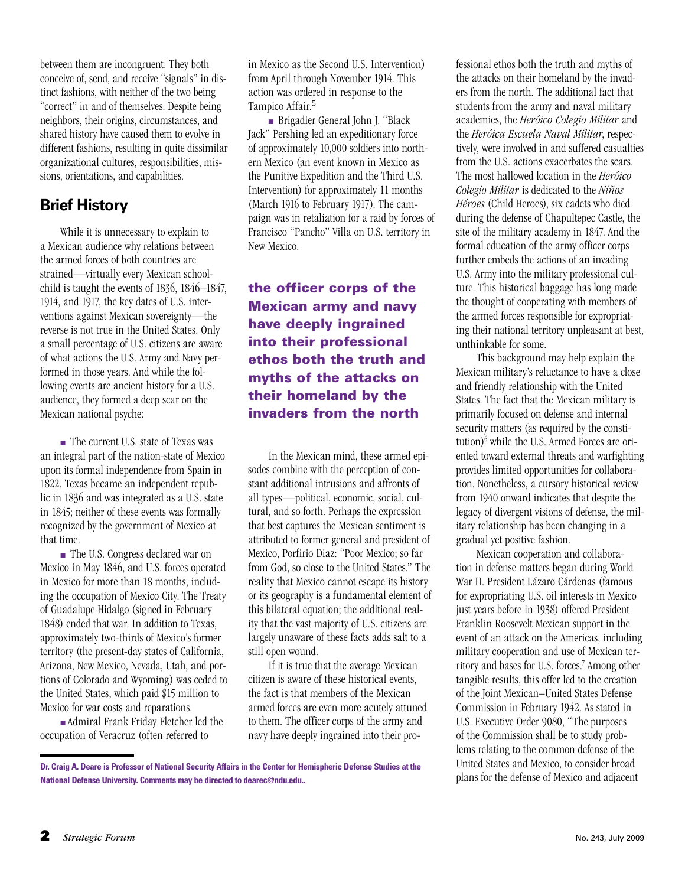between them are incongruent. They both conceive of, send, and receive "signals" in distinct fashions, with neither of the two being "correct" in and of themselves. Despite being neighbors, their origins, circumstances, and shared history have caused them to evolve in different fashions, resulting in quite dissimilar organizational cultures, responsibilities, missions, orientations, and capabilities.

## Brief History

While it is unnecessary to explain to a Mexican audience why relations between the armed forces of both countries are strained—virtually every Mexican schoolchild is taught the events of 1836, 1846–1847, 1914, and 1917, the key dates of U.S. interventions against Mexican sovereignty—the reverse is not true in the United States. Only a small percentage of U.S. citizens are aware of what actions the U.S. Army and Navy performed in those years. And while the following events are ancient history for a U.S. audience, they formed a deep scar on the Mexican national psyche:

- The current U.S. state of Texas was an integral part of the nation-state of Mexico upon its formal independence from Spain in 1822. Texas became an independent republic in 1836 and was integrated as a U.S. state in 1845; neither of these events was formally recognized by the government of Mexico at that time.
- The U.S. Congress declared war on Mexico in May 1846, and U.S. forces operated in Mexico for more than 18 months, including the occupation of Mexico City. The Treaty of Guadalupe Hidalgo (signed in February 1848) ended that war. In addition to Texas, approximately two-thirds of Mexico's former territory (the present-day states of California, Arizona, New Mexico, Nevada, Utah, and portions of Colorado and Wyoming) was ceded to the United States, which paid $15 million to Mexico for war costs and reparations.
- Admiral Frank Friday Fletcher led the occupation of Veracruz (often referred to in Mexico as the Second U.S. Intervention) from April through November 1914. This action was ordered in response to the Tampico Affair.[5]
- Brigadier General John J. "Black Jack" Pershing led an expeditionary force of approximately 10,000 soldiers into northern Mexico (an event known in Mexico as the Punitive Expedition and the Third U.S. Intervention) for approximately 11 months (March 1916 to February 1917). The campaign was in retaliation for a raid by forces of Francisco "Pancho" Villa on U.S. territory in New Mexico.

**the officer corps of the Mexican army and navy have deeply ingrained into their professional ethos both the truth and myths of the attacks on their homeland by the invaders from the north**

In the Mexican mind, these armed episodes combine with the perception of constant additional intrusions and affronts of all types—political, economic, social, cultural, and so forth. Perhaps the expression that best captures the Mexican sentiment is attributed to former general and president of Mexico, Porfirio Diaz: "Poor Mexico; so far from God, so close to the United States." The reality that Mexico cannot escape its history or its geography is a fundamental element of this bilateral equation; the additional reality that the vast majority of U.S. citizens are largely unaware of these facts adds salt to a still open wound.

If it is true that the average Mexican citizen is aware of these historical events, the fact is that members of the Mexican armed forces are even more acutely attuned to them. The officer corps of the army and navy have deeply ingrained into their professional ethos both the truth and myths of the attacks on their homeland by the invaders from the north. The additional fact that students from the army and naval military academies, the *Heróico Colegio Militar* and the *Heróica Escuela Naval Militar*, respectively, were involved in and suffered casualties from the U.S. actions exacerbates the scars. The most hallowed location in the *Heróico Colegio Militar* is dedicated to the *Niños Héroes* (Child Heroes), six cadets who died during the defense of Chapultepec Castle, the site of the military academy in 1847. And the formal education of the army officer corps further embeds the actions of an invading U.S. Army into the military professional culture. This historical baggage has long made the thought of cooperating with members of the armed forces responsible for expropriating their national territory unpleasant at best, unthinkable for some.

This background may help explain the Mexican military's reluctance to have a close and friendly relationship with the United States. The fact that the Mexican military is primarily focused on defense and internal security matters (as required by the constitution)[6] while the U.S. Armed Forces are oriented toward external threats and warfighting provides limited opportunities for collaboration. Nonetheless, a cursory historical review from 1940 onward indicates that despite the legacy of divergent visions of defense, the military relationship has been changing in a gradual yet positive fashion.

Mexican cooperation and collaboration in defense matters began during World War II. President Lázaro Cárdenas (famous for expropriating U.S. oil interests in Mexico just years before in 1938) offered President Franklin Roosevelt Mexican support in the event of an attack on the Americas, including military cooperation and use of Mexican territory and bases for U.S. forces.[7] Among other tangible results, this offer led to the creation of the Joint Mexican–United States Defense Commission in February 1942. As stated in U.S. Executive Order 9080, "The purposes of the Commission shall be to study problems relating to the common defense of the United States and Mexico, to consider broad plans for the defense of Mexico and adjacent

**Dr. Craig A. Deare is Professor of National Security Affairs in the Center for Hemispheric Defense Studies at the National Defense University. Comments may be directed to dearec@ndu.edu..**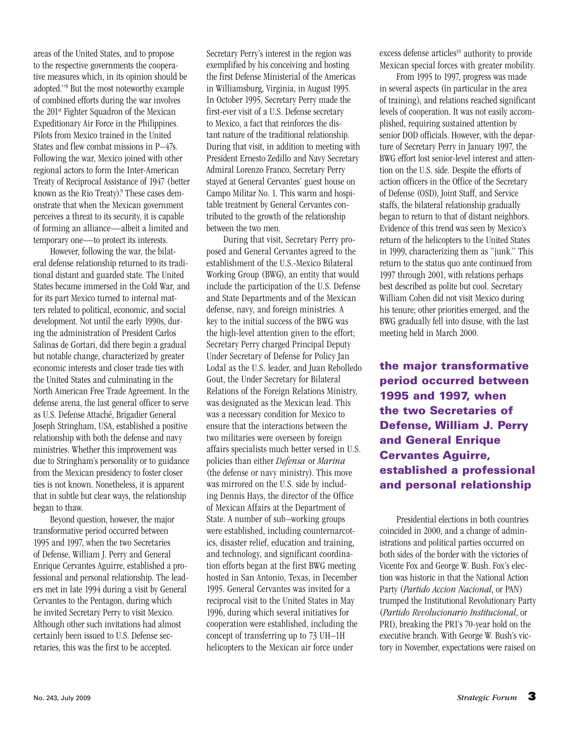areas of the United States, and to propose to the respective governments the cooperative measures which, in its opinion should be adopted."[8] But the most noteworthy example of combined efforts during the war involves the 201st Fighter Squadron of the Mexican Expeditionary Air Force in the Philippines. Pilots from Mexico trained in the United States and flew combat missions in P–47s. Following the war, Mexico joined with other regional actors to form the Inter-American Treaty of Reciprocal Assistance of 1947 (better known as the Rio Treaty).[9] These cases demonstrate that when the Mexican government perceives a threat to its security, it is capable of forming an alliance—albeit a limited and temporary one—to protect its interests.

However, following the war, the bilateral defense relationship returned to its traditional distant and guarded state. The United States became immersed in the Cold War, and for its part Mexico turned to internal matters related to political, economic, and social development. Not until the early 1990s, during the administration of President Carlos Salinas de Gortari, did there begin a gradual but notable change, characterized by greater economic interests and closer trade ties with the United States and culminating in the North American Free Trade Agreement. In the defense arena, the last general officer to serve as U.S. Defense Attaché, Brigadier General Joseph Stringham, USA, established a positive relationship with both the defense and navy ministries. Whether this improvement was due to Stringham's personality or to guidance from the Mexican presidency to foster closer ties is not known. Nonetheless, it is apparent that in subtle but clear ways, the relationship began to thaw.

Beyond question, however, the major transformative period occurred between 1995 and 1997, when the two Secretaries of Defense, William J. Perry and General Enrique Cervantes Aguirre, established a professional and personal relationship. The leaders met in late 1994 during a visit by General Cervantes to the Pentagon, during which he invited Secretary Perry to visit Mexico. Although other such invitations had almost certainly been issued to U.S. Defense secretaries, this was the first to be accepted.

Secretary Perry's interest in the region was exemplified by his conceiving and hosting the first Defense Ministerial of the Americas in Williamsburg, Virginia, in August 1995. In October 1995, Secretary Perry made the first-ever visit of a U.S. Defense secretary to Mexico, a fact that reinforces the distant nature of the traditional relationship. During that visit, in addition to meeting with President Ernesto Zedillo and Navy Secretary Admiral Lorenzo Franco, Secretary Perry stayed at General Cervantes' guest house on Campo Militar No. 1. This warm and hospitable treatment by General Cervantes contributed to the growth of the relationship between the two men.

During that visit, Secretary Perry proposed and General Cervantes agreed to the establishment of the U.S.-Mexico Bilateral Working Group (BWG), an entity that would include the participation of the U.S. Defense and State Departments and of the Mexican defense, navy, and foreign ministries. A key to the initial success of the BWG was the high-level attention given to the effort; Secretary Perry charged Principal Deputy Under Secretary of Defense for Policy Jan Lodal as the U.S. leader, and Juan Rebolledo Gout, the Under Secretary for Bilateral Relations of the Foreign Relations Ministry, was designated as the Mexican lead. This was a necessary condition for Mexico to ensure that the interactions between the two militaries were overseen by foreign affairs specialists much better versed in U.S. policies than either *Defensa* or *Marina* (the defense or navy ministry). This move was mirrored on the U.S. side by including Dennis Hays, the director of the Office of Mexican Affairs at the Department of State. A number of sub–working groups were established, including counternarcotics, disaster relief, education and training, and technology, and significant coordination efforts began at the first BWG meeting hosted in San Antonio, Texas, in December 1995. General Cervantes was invited for a reciprocal visit to the United States in May 1996, during which several initiatives for cooperation were established, including the concept of transferring up to 73 UH–1H helicopters to the Mexican air force under excess defense articles[10] authority to provide Mexican special forces with greater mobility.

From 1995 to 1997, progress was made in several aspects (in particular in the area of training), and relations reached significant levels of cooperation. It was not easily accomplished, requiring sustained attention by senior DOD officials. However, with the departure of Secretary Perry in January 1997, the BWG effort lost senior-level interest and attention on the U.S. side. Despite the efforts of action officers in the Office of the Secretary of Defense (OSD), Joint Staff, and Service staffs, the bilateral relationship gradually began to return to that of distant neighbors. Evidence of this trend was seen by Mexico's return of the helicopters to the United States in 1999, characterizing them as "junk." This return to the status quo ante continued from 1997 through 2001, with relations perhaps best described as polite but cool. Secretary William Cohen did not visit Mexico during his tenure; other priorities emerged, and the BWG gradually fell into disuse, with the last meeting held in March 2000.

**the major transformative period occurred between 1995 and 1997, when the two Secretaries of Defense, William J. Perry and General Enrique Cervantes Aguirre, established a professional and personal relationship**

Presidential elections in both countries coincided in 2000, and a change of administrations and political parties occurred on both sides of the border with the victories of Vicente Fox and George W. Bush. Fox's election was historic in that the National Action Party (*Partido Accion Nacional*, or PAN) trumped the Institutional Revolutionary Party (*Partido Revolucionario Institucional*, or PRI), breaking the PRI's 70-year hold on the executive branch. With George W. Bush's victory in November, expectations were raised on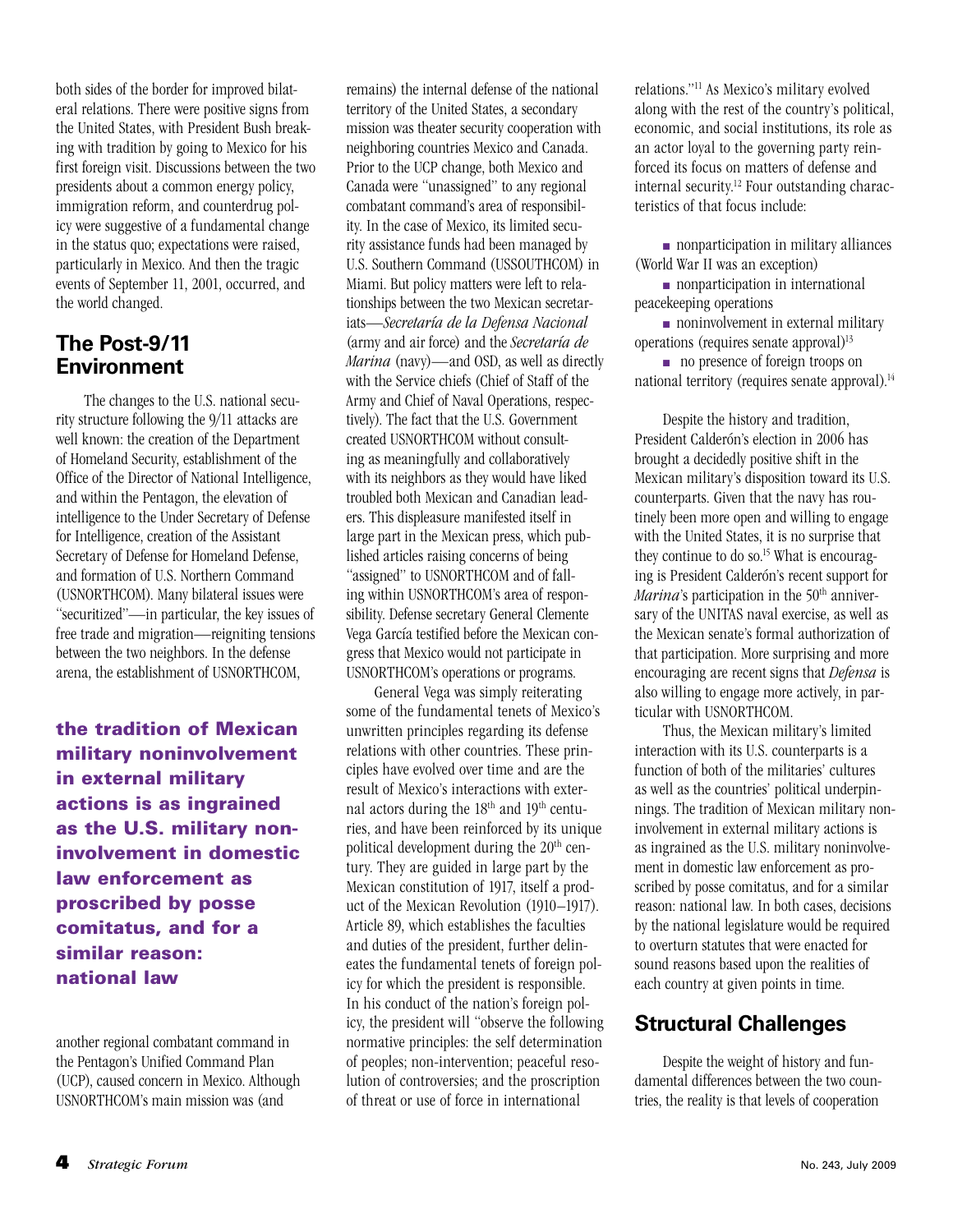both sides of the border for improved bilateral relations. There were positive signs from the United States, with President Bush breaking with tradition by going to Mexico for his first foreign visit. Discussions between the two presidents about a common energy policy, immigration reform, and counterdrug policy were suggestive of a fundamental change in the status quo; expectations were raised, particularly in Mexico. And then the tragic events of September 11, 2001, occurred, and the world changed.

## The Post-9/11 Environment

The changes to the U.S. national security structure following the 9/11 attacks are well known: the creation of the Department of Homeland Security, establishment of the Office of the Director of National Intelligence, and within the Pentagon, the elevation of intelligence to the Under Secretary of Defense for Intelligence, creation of the Assistant Secretary of Defense for Homeland Defense, and formation of U.S. Northern Command (USNORTHCOM). Many bilateral issues were "securitized"—in particular, the key issues of free trade and migration—reigniting tensions between the two neighbors. In the defense arena, the establishment of USNORTHCOM, another regional combatant command in the Pentagon's Unified Command Plan (UCP), caused concern in Mexico. Although USNORTHCOM's main mission was (and remains) the internal defense of the national territory of the United States, a secondary mission was theater security cooperation with neighboring countries Mexico and Canada. Prior to the UCP change, both Mexico and Canada were "unassigned" to any regional combatant command's area of responsibility. In the case of Mexico, its limited security assistance funds had been managed by U.S. Southern Command (USSOUTHCOM) in Miami. But policy matters were left to relationships between the two Mexican secretariats—*Secretaría de la Defensa Nacional* (army and air force) and the *Secretaría de Marina* (navy)—and OSD, as well as directly with the Service chiefs (Chief of Staff of the Army and Chief of Naval Operations, respectively). The fact that the U.S. Government created USNORTHCOM without consulting as meaningfully and collaboratively with its neighbors as they would have liked troubled both Mexican and Canadian leaders. This displeasure manifested itself in large part in the Mexican press, which published articles raising concerns of being "assigned" to USNORTHCOM and of falling within USNORTHCOM's area of responsibility. Defense secretary General Clemente Vega García testified before the Mexican congress that Mexico would not participate in USNORTHCOM's operations or programs.

**the tradition of Mexican military noninvolvement in external military actions is as ingrained as the U.S. military noninvolvement in domestic law enforcement as proscribed by posse comitatus, and for a similar reason: national law**

General Vega was simply reiterating some of the fundamental tenets of Mexico's unwritten principles regarding its defense relations with other countries. These principles have evolved over time and are the result of Mexico's interactions with external actors during the 18th and 19th centuries, and have been reinforced by its unique political development during the 20th century. They are guided in large part by the Mexican constitution of 1917, itself a product of the Mexican Revolution (1910–1917). Article 89, which establishes the faculties and duties of the president, further delineates the fundamental tenets of foreign policy for which the president is responsible. In his conduct of the nation's foreign policy, the president will "observe the following normative principles: the self determination of peoples; non-intervention; peaceful resolution of controversies; and the proscription of threat or use of force in international relations."[11] As Mexico's military evolved along with the rest of the country's political, economic, and social institutions, its role as an actor loyal to the governing party reinforced its focus on matters of defense and internal security.[12] Four outstanding characteristics of that focus include:

- nonparticipation in military alliances (World War II was an exception)
- nonparticipation in international peacekeeping operations
- noninvolvement in external military operations (requires senate approval)[13]
- no presence of foreign troops on national territory (requires senate approval).[14]

Despite the history and tradition, President Calderón's election in 2006 has brought a decidedly positive shift in the Mexican military's disposition toward its U.S. counterparts. Given that the navy has routinely been more open and willing to engage with the United States, it is no surprise that they continue to do so.[15] What is encouraging is President Calderón's recent support for *Marina*'s participation in the 50th anniversary of the UNITAS naval exercise, as well as the Mexican senate's formal authorization of that participation. More surprising and more encouraging are recent signs that *Defensa* is also willing to engage more actively, in particular with USNORTHCOM.

Thus, the Mexican military's limited interaction with its U.S. counterparts is a function of both of the militaries' cultures as well as the countries' political underpinnings. The tradition of Mexican military noninvolvement in external military actions is as ingrained as the U.S. military noninvolvement in domestic law enforcement as proscribed by posse comitatus, and for a similar reason: national law. In both cases, decisions by the national legislature would be required to overturn statutes that were enacted for sound reasons based upon the realities of each country at given points in time.

## Structural Challenges

Despite the weight of history and fundamental differences between the two countries, the reality is that levels of cooperation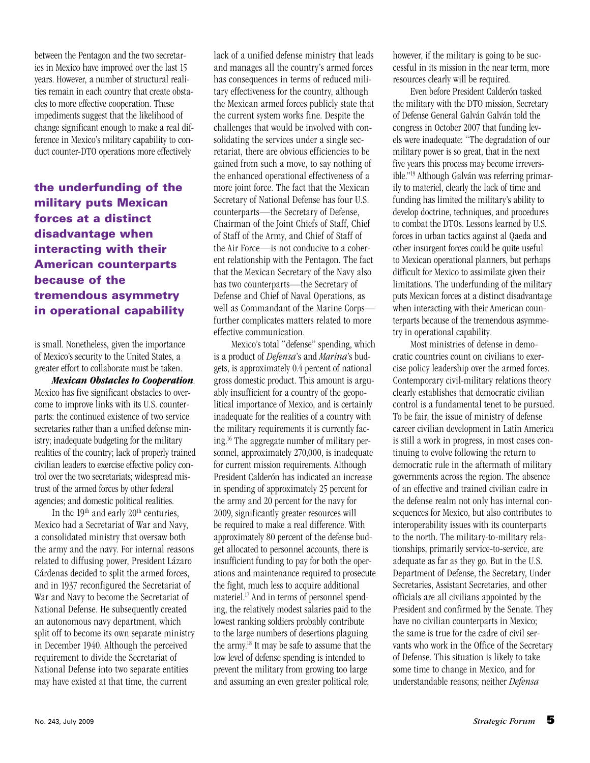between the Pentagon and the two secretaries in Mexico have improved over the last 15 years. However, a number of structural realities remain in each country that create obstacles to more effective cooperation. These impediments suggest that the likelihood of change significant enough to make a real difference in Mexico's military capability to conduct counter-DTO operations more effectively is small. Nonetheless, given the importance of Mexico's security to the United States, a greater effort to collaborate must be taken.

**the underfunding of the military puts Mexican forces at a distinct disadvantage when interacting with their American counterparts because of the tremendous asymmetry in operational capability**

***Mexican Obstacles to Cooperation***. Mexico has five significant obstacles to overcome to improve links with its U.S. counterparts: the continued existence of two service secretaries rather than a unified defense ministry; inadequate budgeting for the military realities of the country; lack of properly trained civilian leaders to exercise effective policy control over the two secretariats; widespread mistrust of the armed forces by other federal agencies; and domestic political realities.

In the 19th and early 20th centuries, Mexico had a Secretariat of War and Navy, a consolidated ministry that oversaw both the army and the navy. For internal reasons related to diffusing power, President Lázaro Cárdenas decided to split the armed forces, and in 1937 reconfigured the Secretariat of War and Navy to become the Secretariat of National Defense. He subsequently created an autonomous navy department, which split off to become its own separate ministry in December 1940. Although the perceived requirement to divide the Secretariat of National Defense into two separate entities may have existed at that time, the current lack of a unified defense ministry that leads and manages all the country's armed forces has consequences in terms of reduced military effectiveness for the country, although the Mexican armed forces publicly state that the current system works fine. Despite the challenges that would be involved with consolidating the services under a single secretariat, there are obvious efficiencies to be gained from such a move, to say nothing of the enhanced operational effectiveness of a more joint force. The fact that the Mexican Secretary of National Defense has four U.S. counterparts—the Secretary of Defense, Chairman of the Joint Chiefs of Staff, Chief of Staff of the Army, and Chief of Staff of the Air Force—is not conducive to a coherent relationship with the Pentagon. The fact that the Mexican Secretary of the Navy also has two counterparts—the Secretary of Defense and Chief of Naval Operations, as well as Commandant of the Marine Corps—further complicates matters related to more effective communication.

Mexico's total "defense" spending, which is a product of *Defensa*'s and *Marina*'s budgets, is approximately 0.4 percent of national gross domestic product. This amount is arguably insufficient for a country of the geopolitical importance of Mexico, and is certainly inadequate for the realities of a country with the military requirements it is currently facing.[16] The aggregate number of military personnel, approximately 270,000, is inadequate for current mission requirements. Although President Calderón has indicated an increase in spending of approximately 25 percent for the army and 20 percent for the navy for 2009, significantly greater resources will be required to make a real difference. With approximately 80 percent of the defense budget allocated to personnel accounts, there is insufficient funding to pay for both the operations and maintenance required to prosecute the fight, much less to acquire additional materiel.[17] And in terms of personnel spending, the relatively modest salaries paid to the lowest ranking soldiers probably contribute to the large numbers of desertions plaguing the army.[18] It may be safe to assume that the low level of defense spending is intended to prevent the military from growing too large and assuming an even greater political role; however, if the military is going to be successful in its mission in the near term, more resources clearly will be required.

Even before President Calderón tasked the military with the DTO mission, Secretary of Defense General Galván Galván told the congress in October 2007 that funding levels were inadequate: "The degradation of our military power is so great, that in the next five years this process may become irreversible."[19] Although Galván was referring primarily to materiel, clearly the lack of time and funding has limited the military's ability to develop doctrine, techniques, and procedures to combat the DTOs. Lessons learned by U.S. forces in urban tactics against al Qaeda and other insurgent forces could be quite useful to Mexican operational planners, but perhaps difficult for Mexico to assimilate given their limitations. The underfunding of the military puts Mexican forces at a distinct disadvantage when interacting with their American counterparts because of the tremendous asymmetry in operational capability.

Most ministries of defense in democratic countries count on civilians to exercise policy leadership over the armed forces. Contemporary civil-military relations theory clearly establishes that democratic civilian control is a fundamental tenet to be pursued. To be fair, the issue of ministry of defense career civilian development in Latin America is still a work in progress, in most cases continuing to evolve following the return to democratic rule in the aftermath of military governments across the region. The absence of an effective and trained civilian cadre in the defense realm not only has internal consequences for Mexico, but also contributes to interoperability issues with its counterparts to the north. The military-to-military relationships, primarily service-to-service, are adequate as far as they go. But in the U.S. Department of Defense, the Secretary, Under Secretaries, Assistant Secretaries, and other officials are all civilians appointed by the President and confirmed by the Senate. They have no civilian counterparts in Mexico; the same is true for the cadre of civil servants who work in the Office of the Secretary of Defense. This situation is likely to take some time to change in Mexico, and for understandable reasons; neither *Defensa*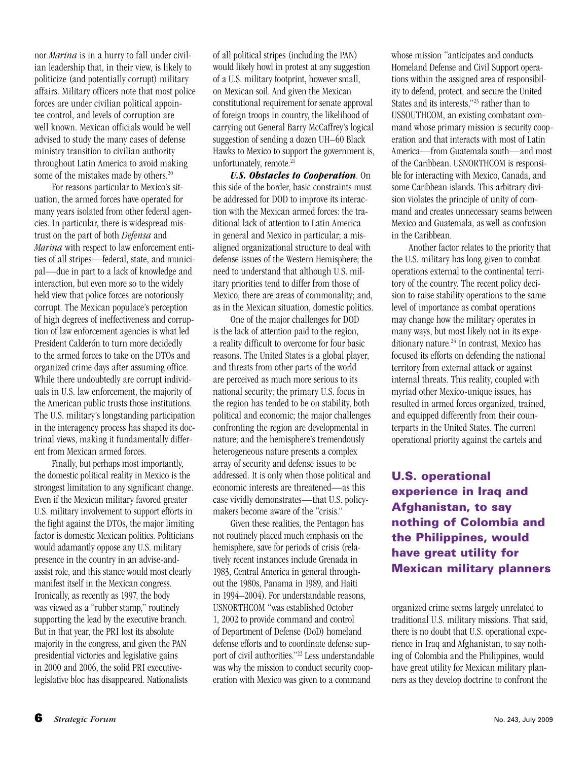nor *Marina* is in a hurry to fall under civilian leadership that, in their view, is likely to politicize (and potentially corrupt) military affairs. Military officers note that most police forces are under civilian political appointee control, and levels of corruption are well known. Mexican officials would be well advised to study the many cases of defense ministry transition to civilian authority throughout Latin America to avoid making some of the mistakes made by others.[20]

For reasons particular to Mexico's situation, the armed forces have operated for many years isolated from other federal agencies. In particular, there is widespread mistrust on the part of both *Defensa* and *Marina* with respect to law enforcement entities of all stripes—federal, state, and municipal—due in part to a lack of knowledge and interaction, but even more so to the widely held view that police forces are notoriously corrupt. The Mexican populace's perception of high degrees of ineffectiveness and corruption of law enforcement agencies is what led President Calderón to turn more decidedly to the armed forces to take on the DTOs and organized crime days after assuming office. While there undoubtedly are corrupt individuals in U.S. law enforcement, the majority of the American public trusts those institutions. The U.S. military's longstanding participation in the interagency process has shaped its doctrinal views, making it fundamentally different from Mexican armed forces.

Finally, but perhaps most importantly, the domestic political reality in Mexico is the strongest limitation to any significant change. Even if the Mexican military favored greater U.S. military involvement to support efforts in the fight against the DTOs, the major limiting factor is domestic Mexican politics. Politicians would adamantly oppose any U.S. military presence in the country in an advise-and-assist role, and this stance would most clearly manifest itself in the Mexican congress. Ironically, as recently as 1997, the body was viewed as a "rubber stamp," routinely supporting the lead by the executive branch. But in that year, the PRI lost its absolute majority in the congress, and given the PAN presidential victories and legislative gains in 2000 and 2006, the solid PRI executive-legislative bloc has disappeared. Nationalists of all political stripes (including the PAN) would likely howl in protest at any suggestion of a U.S. military footprint, however small, on Mexican soil. And given the Mexican constitutional requirement for senate approval of foreign troops in country, the likelihood of carrying out General Barry McCaffrey's logical suggestion of sending a dozen UH–60 Black Hawks to Mexico to support the government is, unfortunately, remote.[21]

***U.S. Obstacles to Cooperation***. On this side of the border, basic constraints must be addressed for DOD to improve its interaction with the Mexican armed forces: the traditional lack of attention to Latin America in general and Mexico in particular; a misaligned organizational structure to deal with defense issues of the Western Hemisphere; the need to understand that although U.S. military priorities tend to differ from those of Mexico, there are areas of commonality; and, as in the Mexican situation, domestic politics.

One of the major challenges for DOD is the lack of attention paid to the region, a reality difficult to overcome for four basic reasons. The United States is a global player, and threats from other parts of the world are perceived as much more serious to its national security; the primary U.S. focus in the region has tended to be on stability, both political and economic; the major challenges confronting the region are developmental in nature; and the hemisphere's tremendously heterogeneous nature presents a complex array of security and defense issues to be addressed. It is only when those political and economic interests are threatened—as this case vividly demonstrates—that U.S. policymakers become aware of the "crisis."

Given these realities, the Pentagon has not routinely placed much emphasis on the hemisphere, save for periods of crisis (relatively recent instances include Grenada in 1983, Central America in general throughout the 1980s, Panama in 1989, and Haiti in 1994–2004). For understandable reasons, USNORTHCOM "was established October 1, 2002 to provide command and control of Department of Defense (DoD) homeland defense efforts and to coordinate defense support of civil authorities."[22] Less understandable was why the mission to conduct security cooperation with Mexico was given to a command whose mission "anticipates and conducts Homeland Defense and Civil Support operations within the assigned area of responsibility to defend, protect, and secure the United States and its interests,"[23] rather than to USSOUTHCOM, an existing combatant command whose primary mission is security cooperation and that interacts with most of Latin America—from Guatemala south—and most of the Caribbean. USNORTHCOM is responsible for interacting with Mexico, Canada, and some Caribbean islands. This arbitrary division violates the principle of unity of command and creates unnecessary seams between Mexico and Guatemala, as well as confusion in the Caribbean.

Another factor relates to the priority that the U.S. military has long given to combat operations external to the continental territory of the country. The recent policy decision to raise stability operations to the same level of importance as combat operations may change how the military operates in many ways, but most likely not in its expeditionary nature.[24] In contrast, Mexico has focused its efforts on defending the national territory from external attack or against internal threats. This reality, coupled with myriad other Mexico-unique issues, has resulted in armed forces organized, trained, and equipped differently from their counterparts in the United States. The current operational priority against the cartels and organized crime seems largely unrelated to traditional U.S. military missions. That said, there is no doubt that U.S. operational experience in Iraq and Afghanistan, to say nothing of Colombia and the Philippines, would have great utility for Mexican military planners as they develop doctrine to confront the

**U.S. operational experience in Iraq and Afghanistan, to say nothing of Colombia and the Philippines, would have great utility for Mexican military planners**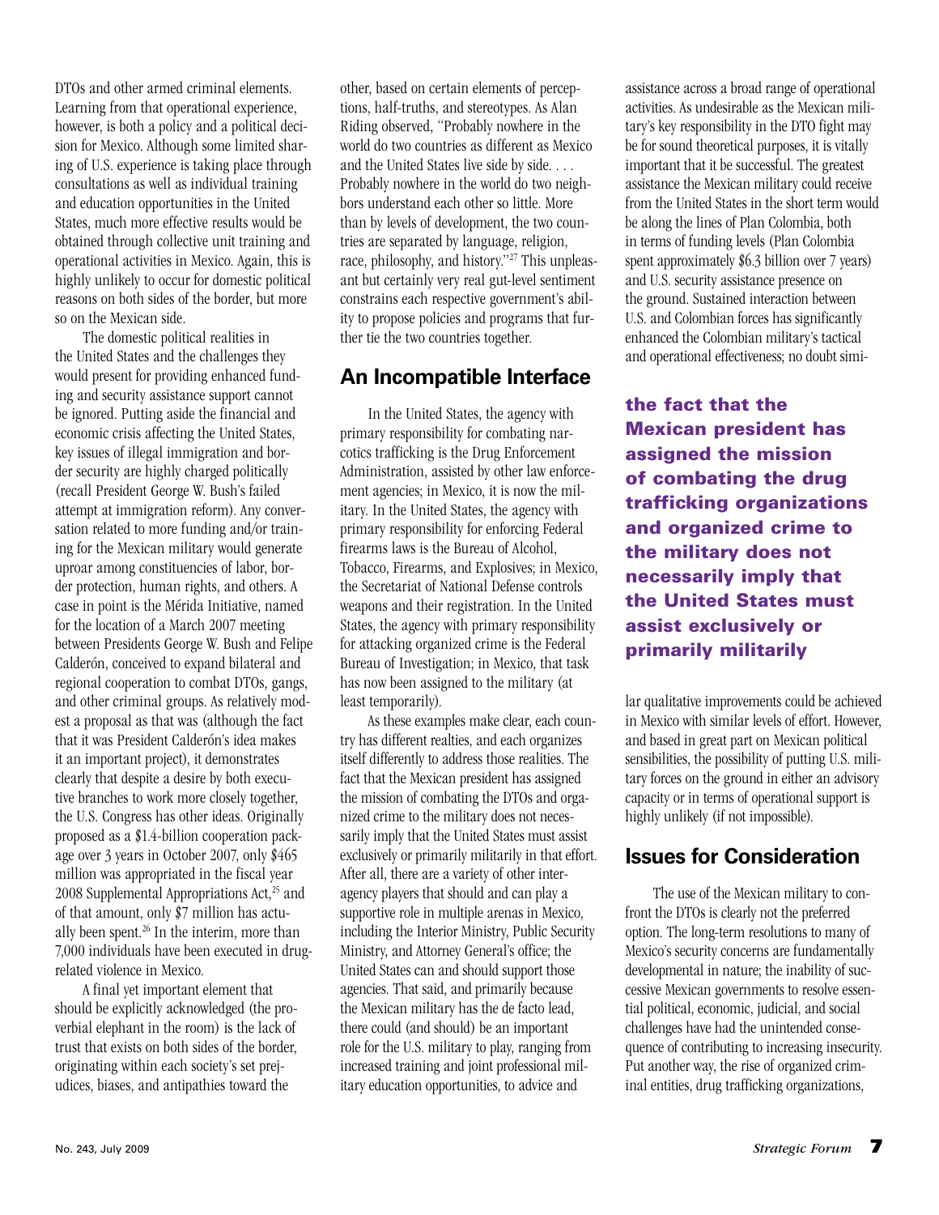DTOs and other armed criminal elements. Learning from that operational experience, however, is both a policy and a political decision for Mexico. Although some limited sharing of U.S. experience is taking place through consultations as well as individual training and education opportunities in the United States, much more effective results would be obtained through collective unit training and operational activities in Mexico. Again, this is highly unlikely to occur for domestic political reasons on both sides of the border, but more so on the Mexican side.

The domestic political realities in the United States and the challenges they would present for providing enhanced funding and security assistance support cannot be ignored. Putting aside the financial and economic crisis affecting the United States, key issues of illegal immigration and border security are highly charged politically (recall President George W. Bush's failed attempt at immigration reform). Any conversation related to more funding and/or training for the Mexican military would generate uproar among constituencies of labor, border protection, human rights, and others. A case in point is the Mérida Initiative, named for the location of a March 2007 meeting between Presidents George W. Bush and Felipe Calderón, conceived to expand bilateral and regional cooperation to combat DTOs, gangs, and other criminal groups. As relatively modest a proposal as that was (although the fact that it was President Calderón's idea makes it an important project), it demonstrates clearly that despite a desire by both executive branches to work more closely together, the U.S. Congress has other ideas. Originally proposed as a $1.4-billion cooperation package over 3 years in October 2007, only $465 million was appropriated in the fiscal year 2008 Supplemental Appropriations Act,[25] and of that amount, only $7 million has actually been spent.[26] In the interim, more than 7,000 individuals have been executed in drug-related violence in Mexico.

A final yet important element that should be explicitly acknowledged (the proverbial elephant in the room) is the lack of trust that exists on both sides of the border, originating within each society's set prejudices, biases, and antipathies toward the other, based on certain elements of perceptions, half-truths, and stereotypes. As Alan Riding observed, "Probably nowhere in the world do two countries as different as Mexico and the United States live side by side. . . . Probably nowhere in the world do two neighbors understand each other so little. More than by levels of development, the two countries are separated by language, religion, race, philosophy, and history."[27] This unpleasant but certainly very real gut-level sentiment constrains each respective government's ability to propose policies and programs that further tie the two countries together.

## An Incompatible Interface

In the United States, the agency with primary responsibility for combating narcotics trafficking is the Drug Enforcement Administration, assisted by other law enforcement agencies; in Mexico, it is now the military. In the United States, the agency with primary responsibility for enforcing Federal firearms laws is the Bureau of Alcohol, Tobacco, Firearms, and Explosives; in Mexico, the Secretariat of National Defense controls weapons and their registration. In the United States, the agency with primary responsibility for attacking organized crime is the Federal Bureau of Investigation; in Mexico, that task has now been assigned to the military (at least temporarily).

As these examples make clear, each country has different realties, and each organizes itself differently to address those realities. The fact that the Mexican president has assigned the mission of combating the DTOs and organized crime to the military does not necessarily imply that the United States must assist exclusively or primarily militarily in that effort. After all, there are a variety of other interagency players that should and can play a supportive role in multiple arenas in Mexico, including the Interior Ministry, Public Security Ministry, and Attorney General's office; the United States can and should support those agencies. That said, and primarily because the Mexican military has the de facto lead, there could (and should) be an important role for the U.S. military to play, ranging from increased training and joint professional military education opportunities, to advice and assistance across a broad range of operational activities. As undesirable as the Mexican military's key responsibility in the DTO fight may be for sound theoretical purposes, it is vitally important that it be successful. The greatest assistance the Mexican military could receive from the United States in the short term would be along the lines of Plan Colombia, both in terms of funding levels (Plan Colombia spent approximately $6.3 billion over 7 years) and U.S. security assistance presence on the ground. Sustained interaction between U.S. and Colombian forces has significantly enhanced the Colombian military's tactical and operational effectiveness; no doubt similar qualitative improvements could be achieved in Mexico with similar levels of effort. However, and based in great part on Mexican political sensibilities, the possibility of putting U.S. military forces on the ground in either an advisory capacity or in terms of operational support is highly unlikely (if not impossible).

**the fact that the Mexican president has assigned the mission of combating the drug trafficking organizations and organized crime to the military does not necessarily imply that the United States must assist exclusively or primarily militarily**

## Issues for Consideration

The use of the Mexican military to confront the DTOs is clearly not the preferred option. The long-term resolutions to many of Mexico's security concerns are fundamentally developmental in nature; the inability of successive Mexican governments to resolve essential political, economic, judicial, and social challenges have had the unintended consequence of contributing to increasing insecurity. Put another way, the rise of organized criminal entities, drug trafficking organizations,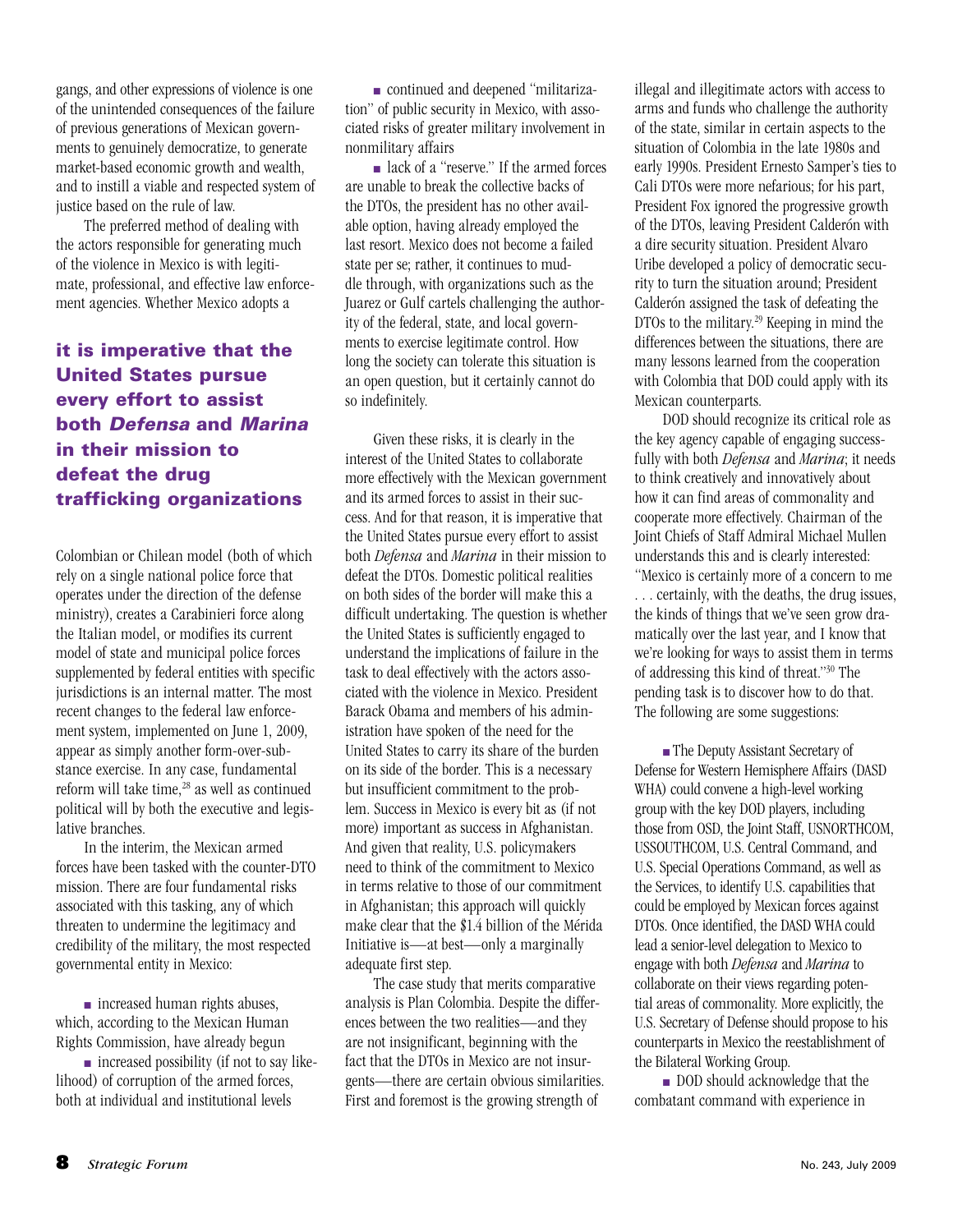gangs, and other expressions of violence is one of the unintended consequences of the failure of previous generations of Mexican governments to genuinely democratize, to generate market-based economic growth and wealth, and to instill a viable and respected system of justice based on the rule of law.

The preferred method of dealing with the actors responsible for generating much of the violence in Mexico is with legitimate, professional, and effective law enforcement agencies. Whether Mexico adopts a Colombian or Chilean model (both of which rely on a single national police force that operates under the direction of the defense ministry), creates a Carabinieri force along the Italian model, or modifies its current model of state and municipal police forces supplemented by federal entities with specific jurisdictions is an internal matter. The most recent changes to the federal law enforcement system, implemented on June 1, 2009, appear as simply another form-over-substance exercise. In any case, fundamental reform will take time,[28] as well as continued political will by both the executive and legislative branches.

**it is imperative that the United States pursue every effort to assist both *Defensa* and *Marina* in their mission to defeat the drug trafficking organizations**

In the interim, the Mexican armed forces have been tasked with the counter-DTO mission. There are four fundamental risks associated with this tasking, any of which threaten to undermine the legitimacy and credibility of the military, the most respected governmental entity in Mexico:

- increased human rights abuses, which, according to the Mexican Human Rights Commission, have already begun
- increased possibility (if not to say likelihood) of corruption of the armed forces, both at individual and institutional levels
- continued and deepened "militarization" of public security in Mexico, with associated risks of greater military involvement in nonmilitary affairs
- lack of a "reserve." If the armed forces are unable to break the collective backs of the DTOs, the president has no other available option, having already employed the last resort. Mexico does not become a failed state per se; rather, it continues to muddle through, with organizations such as the Juarez or Gulf cartels challenging the authority of the federal, state, and local governments to exercise legitimate control. How long the society can tolerate this situation is an open question, but it certainly cannot do so indefinitely.

Given these risks, it is clearly in the interest of the United States to collaborate more effectively with the Mexican government and its armed forces to assist in their success. And for that reason, it is imperative that the United States pursue every effort to assist both *Defensa* and *Marina* in their mission to defeat the DTOs. Domestic political realities on both sides of the border will make this a difficult undertaking. The question is whether the United States is sufficiently engaged to understand the implications of failure in the task to deal effectively with the actors associated with the violence in Mexico. President Barack Obama and members of his administration have spoken of the need for the United States to carry its share of the burden on its side of the border. This is a necessary but insufficient commitment to the problem. Success in Mexico is every bit as (if not more) important as success in Afghanistan. And given that reality, U.S. policymakers need to think of the commitment to Mexico in terms relative to those of our commitment in Afghanistan; this approach will quickly make clear that the $1.4 billion of the Mérida Initiative is—at best—only a marginally adequate first step.

The case study that merits comparative analysis is Plan Colombia. Despite the differences between the two realities—and they are not insignificant, beginning with the fact that the DTOs in Mexico are not insurgents—there are certain obvious similarities. First and foremost is the growing strength of illegal and illegitimate actors with access to arms and funds who challenge the authority of the state, similar in certain aspects to the situation of Colombia in the late 1980s and early 1990s. President Ernesto Samper's ties to Cali DTOs were more nefarious; for his part, President Fox ignored the progressive growth of the DTOs, leaving President Calderón with a dire security situation. President Alvaro Uribe developed a policy of democratic security to turn the situation around; President Calderón assigned the task of defeating the DTOs to the military.[29] Keeping in mind the differences between the situations, there are many lessons learned from the cooperation with Colombia that DOD could apply with its Mexican counterparts.

DOD should recognize its critical role as the key agency capable of engaging successfully with both *Defensa* and *Marina*; it needs to think creatively and innovatively about how it can find areas of commonality and cooperate more effectively. Chairman of the Joint Chiefs of Staff Admiral Michael Mullen understands this and is clearly interested: "Mexico is certainly more of a concern to me . . . certainly, with the deaths, the drug issues, the kinds of things that we've seen grow dramatically over the last year, and I know that we're looking for ways to assist them in terms of addressing this kind of threat."[30] The pending task is to discover how to do that. The following are some suggestions:

- The Deputy Assistant Secretary of Defense for Western Hemisphere Affairs (DASD WHA) could convene a high-level working group with the key DOD players, including those from OSD, the Joint Staff, USNORTHCOM, USSOUTHCOM, U.S. Central Command, and U.S. Special Operations Command, as well as the Services, to identify U.S. capabilities that could be employed by Mexican forces against DTOs. Once identified, the DASD WHA could lead a senior-level delegation to Mexico to engage with both *Defensa* and *Marina* to collaborate on their views regarding potential areas of commonality. More explicitly, the U.S. Secretary of Defense should propose to his counterparts in Mexico the reestablishment of the Bilateral Working Group.
- DOD should acknowledge that the combatant command with experience in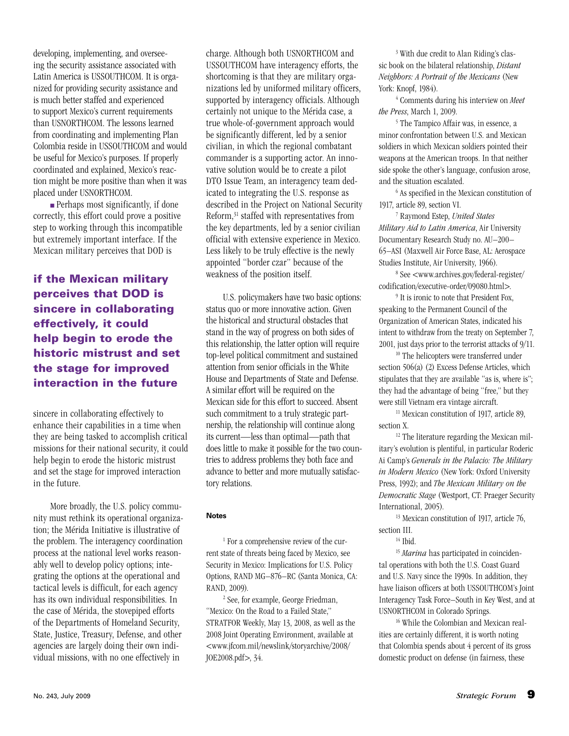developing, implementing, and overseeing the security assistance associated with Latin America is USSOUTHCOM. It is organized for providing security assistance and is much better staffed and experienced to support Mexico's current requirements than USNORTHCOM. The lessons learned from coordinating and implementing Plan Colombia reside in USSOUTHCOM and would be useful for Mexico's purposes. If properly coordinated and explained, Mexico's reaction might be more positive than when it was placed under USNORTHCOM.

■ Perhaps most significantly, if done correctly, this effort could prove a positive step to working through this incompatible but extremely important interface. If the Mexican military perceives that DOD is sincere in collaborating effectively to enhance their capabilities in a time when they are being tasked to accomplish critical missions for their national security, it could help begin to erode the historic mistrust and set the stage for improved interaction in the future.

**if the Mexican military perceives that DOD is sincere in collaborating effectively, it could help begin to erode the historic mistrust and set the stage for improved interaction in the future**

More broadly, the U.S. policy community must rethink its operational organization; the Mérida Initiative is illustrative of the problem. The interagency coordination process at the national level works reasonably well to develop policy options; integrating the options at the operational and tactical levels is difficult, for each agency has its own individual responsibilities. In the case of Mérida, the stovepiped efforts of the Departments of Homeland Security, State, Justice, Treasury, Defense, and other agencies are largely doing their own individual missions, with no one effectively in charge. Although both USNORTHCOM and USSOUTHCOM have interagency efforts, the shortcoming is that they are military organizations led by uniformed military officers, supported by interagency officials. Although certainly not unique to the Mérida case, a true whole-of-government approach would be significantly different, led by a senior civilian, in which the regional combatant commander is a supporting actor. An innovative solution would be to create a pilot DTO Issue Team, an interagency team dedicated to integrating the U.S. response as described in the Project on National Security Reform,[31] staffed with representatives from the key departments, led by a senior civilian official with extensive experience in Mexico. Less likely to be truly effective is the newly appointed "border czar" because of the weakness of the position itself.

U.S. policymakers have two basic options: status quo or more innovative action. Given the historical and structural obstacles that stand in the way of progress on both sides of this relationship, the latter option will require top-level political commitment and sustained attention from senior officials in the White House and Departments of State and Defense. A similar effort will be required on the Mexican side for this effort to succeed. Absent such commitment to a truly strategic partnership, the relationship will continue along its current—less than optimal—path that does little to make it possible for the two countries to address problems they both face and advance to better and more mutually satisfactory relations.

#### Notes

[1] For a comprehensive review of the current state of threats being faced by Mexico, see Security in Mexico: Implications for U.S. Policy Options, RAND MG–876–RC (Santa Monica, CA: RAND, 2009).

[2] See, for example, George Friedman, "Mexico: On the Road to a Failed State," STRATFOR Weekly, May 13, 2008, as well as the 2008 Joint Operating Environment, available at <www.jfcom.mil/newslink/storyarchive/2008/JOE2008.pdf>, 34.

[3] With due credit to Alan Riding's classic book on the bilateral relationship, *Distant Neighbors: A Portrait of the Mexicans* (New York: Knopf, 1984).

[4] Comments during his interview on *Meet the Press*, March 1, 2009.

[5] The Tampico Affair was, in essence, a minor confrontation between U.S. and Mexican soldiers in which Mexican soldiers pointed their weapons at the American troops. In that neither side spoke the other's language, confusion arose, and the situation escalated.

[6] As specified in the Mexican constitution of 1917, article 89, section VI.

[7] Raymond Estep, *United States Military Aid to Latin America*, Air University Documentary Research Study no. AU–200–65–ASI (Maxwell Air Force Base, AL: Aerospace Studies Institute, Air University, 1966).

[8] See <www.archives.gov/federal-register/codification/executive-order/09080.html>.

[9] It is ironic to note that President Fox, speaking to the Permanent Council of the Organization of American States, indicated his intent to withdraw from the treaty on September 7, 2001, just days prior to the terrorist attacks of 9/11.

[10] The helicopters were transferred under section 506(a) (2) Excess Defense Articles, which stipulates that they are available "as is, where is"; they had the advantage of being "free," but they were still Vietnam era vintage aircraft.

[11] Mexican constitution of 1917, article 89, section X.

[12] The literature regarding the Mexican military's evolution is plentiful, in particular Roderic Ai Camp's *Generals in the Palacio: The Military in Modern Mexico* (New York: Oxford University Press, 1992); and *The Mexican Military on the Democratic Stage* (Westport, CT: Praeger Security International, 2005).

[13] Mexican constitution of 1917, article 76, section III.

[14] Ibid.

[15] *Marina* has participated in coincidental operations with both the U.S. Coast Guard and U.S. Navy since the 1990s. In addition, they have liaison officers at both USSOUTHCOM's Joint Interagency Task Force–South in Key West, and at USNORTHCOM in Colorado Springs.

[16] While the Colombian and Mexican realities are certainly different, it is worth noting that Colombia spends about 4 percent of its gross domestic product on defense (in fairness, these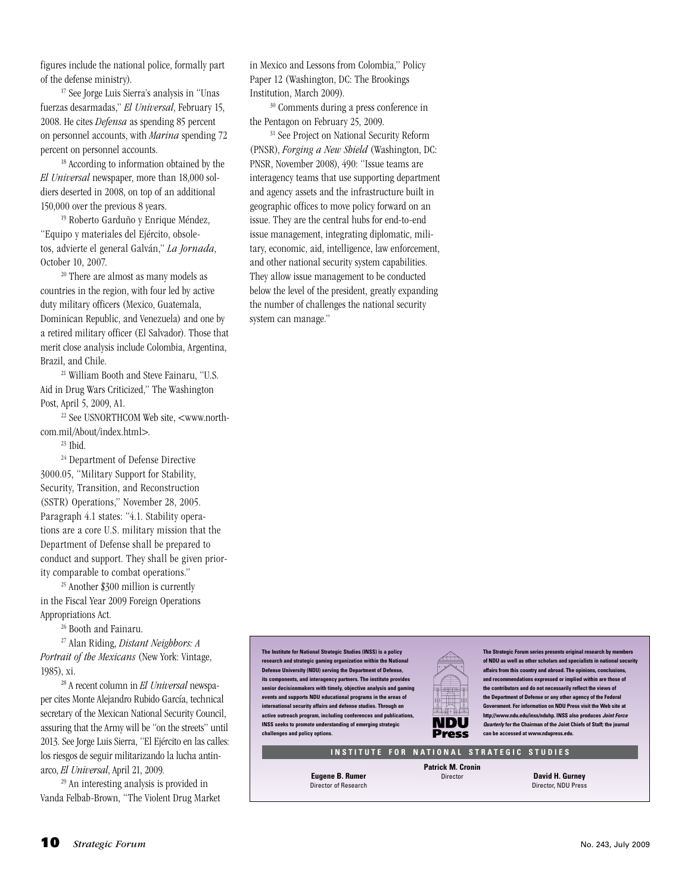figures include the national police, formally part of the defense ministry).

[17] See Jorge Luis Sierra's analysis in "Unas fuerzas desarmadas," *El Universal*, February 15, 2008. He cites *Defensa* as spending 85 percent on personnel accounts, with *Marina* spending 72 percent on personnel accounts.

[18] According to information obtained by the *El Universal* newspaper, more than 18,000 soldiers deserted in 2008, on top of an additional 150,000 over the previous 8 years.

[19] Roberto Garduño y Enrique Méndez, "Equipo y materiales del Ejército, obsoletos, advierte el general Galván," *La Jornada*, October 10, 2007.

[20] There are almost as many models as countries in the region, with four led by active duty military officers (Mexico, Guatemala, Dominican Republic, and Venezuela) and one by a retired military officer (El Salvador). Those that merit close analysis include Colombia, Argentina, Brazil, and Chile.

[21] William Booth and Steve Fainaru, "U.S. Aid in Drug Wars Criticized," The Washington Post, April 5, 2009, A1.

[22] See USNORTHCOM Web site, <www.northcom.mil/About/index.html>.

[23] Ibid.

[24] Department of Defense Directive 3000.05, "Military Support for Stability, Security, Transition, and Reconstruction (SSTR) Operations," November 28, 2005. Paragraph 4.1 states: "4.1. Stability operations are a core U.S. military mission that the Department of Defense shall be prepared to conduct and support. They shall be given priority comparable to combat operations."

[25] Another $300 million is currently in the Fiscal Year 2009 Foreign Operations Appropriations Act.

[26] Booth and Fainaru.

[27] Alan Riding, *Distant Neighbors: A Portrait of the Mexicans* (New York: Vintage, 1985), xi.

[28] A recent column in *El Universal* newspaper cites Monte Alejandro Rubido García, technical secretary of the Mexican National Security Council, assuring that the Army will be "on the streets" until 2013. See Jorge Luis Sierra, "El Ejército en las calles: los riesgos de seguir militarizando la lucha antinarco, *El Universal*, April 21, 2009.

[29] An interesting analysis is provided in Vanda Felbab-Brown, "The Violent Drug Market in Mexico and Lessons from Colombia," Policy Paper 12 (Washington, DC: The Brookings Institution, March 2009).

[30] Comments during a press conference in the Pentagon on February 25, 2009.

[31] See Project on National Security Reform (PNSR), *Forging a New Shield* (Washington, DC: PNSR, November 2008), 490: "Issue teams are interagency teams that use supporting department and agency assets and the infrastructure built in geographic offices to move policy forward on an issue. They are the central hubs for end-to-end issue management, integrating diplomatic, military, economic, aid, intelligence, law enforcement, and other national security system capabilities. They allow issue management to be conducted below the level of the president, greatly expanding the number of challenges the national security system can manage."

**The Institute for National Strategic Studies (INSS) is a policy research and strategic gaming organization within the National Defense University (NDU) serving the Department of Defense, its components, and interagency partners. The institute provides senior decisionmakers with timely, objective analysis and gaming events and supports NDU educational programs in the areas of international security affairs and defense studies. Through an active outreach program, including conferences and publications, INSS seeks to promote understanding of emerging strategic challenges and policy options.**

**NDU Press**

**The Strategic Forum series presents original research by members of NDU as well as other scholars and specialists in national security affairs from this country and abroad. The opinions, conclusions, and recommendations expressed or implied within are those of the contributors and do not necessarily reflect the views of the Department of Defense or any other agency of the Federal Government. For information on NDU Press visit the Web site at http://www.ndu.edu/inss/nduhp. INSS also produces *Joint Force Quarterly* for the Chairman of the Joint Chiefs of Staff; the journal can be accessed at www.ndupress.edu.**

**INSTITUTE FOR NATIONAL STRATEGIC STUDIES**

**Patrick M. Cronin**
Director

**Eugene B. Rumer**
Director of Research

**David H. Gurney**
Director, NDU Press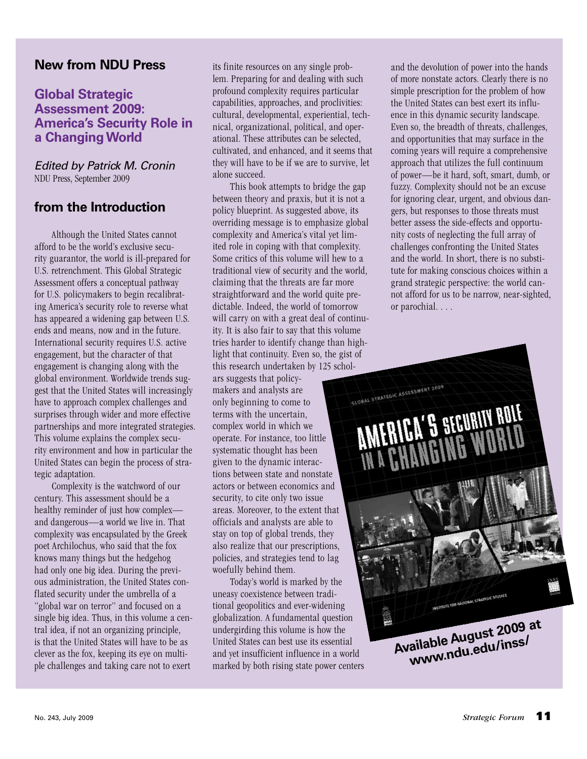## New from NDU Press

### Global Strategic Assessment 2009: America's Security Role in a Changing World

*Edited by Patrick M. Cronin*
NDU Press, September 2009

### from the Introduction

Although the United States cannot afford to be the world's exclusive security guarantor, the world is ill-prepared for U.S. retrenchment. This Global Strategic Assessment offers a conceptual pathway for U.S. policymakers to begin recalibrating America's security role to reverse what has appeared a widening gap between U.S. ends and means, now and in the future. International security requires U.S. active engagement, but the character of that engagement is changing along with the global environment. Worldwide trends suggest that the United States will increasingly have to approach complex challenges and surprises through wider and more effective partnerships and more integrated strategies. This volume explains the complex security environment and how in particular the United States can begin the process of strategic adaptation.

Complexity is the watchword of our century. This assessment should be a healthy reminder of just how complex—and dangerous—a world we live in. That complexity was encapsulated by the Greek poet Archilochus, who said that the fox knows many things but the hedgehog had only one big idea. During the previous administration, the United States conflated security under the umbrella of a "global war on terror" and focused on a single big idea. Thus, in this volume a central idea, if not an organizing principle, is that the United States will have to be as clever as the fox, keeping its eye on multiple challenges and taking care not to exert its finite resources on any single problem. Preparing for and dealing with such profound complexity requires particular capabilities, approaches, and proclivities: cultural, developmental, experiential, technical, organizational, political, and operational. These attributes can be selected, cultivated, and enhanced, and it seems that they will have to be if we are to survive, let alone succeed.

This book attempts to bridge the gap between theory and praxis, but it is not a policy blueprint. As suggested above, its overriding message is to emphasize global complexity and America's vital yet limited role in coping with that complexity. Some critics of this volume will hew to a traditional view of security and the world, claiming that the threats are far more straightforward and the world quite predictable. Indeed, the world of tomorrow will carry on with a great deal of continuity. It is also fair to say that this volume tries harder to identify change than highlight that continuity. Even so, the gist of this research undertaken by 125 scholars suggests that policymakers and analysts are only beginning to come to terms with the uncertain, complex world in which we operate. For instance, too little systematic thought has been given to the dynamic interactions between state and nonstate actors or between economics and security, to cite only two issue areas. Moreover, to the extent that officials and analysts are able to stay on top of global trends, they also realize that our prescriptions, policies, and strategies tend to lag woefully behind them.

Today's world is marked by the uneasy coexistence between traditional geopolitics and ever-widening globalization. A fundamental question undergirding this volume is how the United States can best use its essential and yet insufficient influence in a world marked by both rising state power centers and the devolution of power into the hands of more nonstate actors. Clearly there is no simple prescription for the problem of how the United States can best exert its influence in this dynamic security landscape. Even so, the breadth of threats, challenges, and opportunities that may surface in the coming years will require a comprehensive approach that utilizes the full continuum of power—be it hard, soft, smart, dumb, or fuzzy. Complexity should not be an excuse for ignoring clear, urgent, and obvious dangers, but responses to those threats must better assess the side-effects and opportunity costs of neglecting the full array of challenges confronting the United States and the world. In short, there is no substitute for making conscious choices within a grand strategic perspective: the world cannot afford for us to be narrow, near-sighted, or parochial. . . .

GLOBAL STRATEGIC ASSESSMENT 2009

AMERICA'S SECURITY ROLE IN A CHANGING WORLD

INSTITUTE FOR NATIONAL STRATEGIC STUDIES

**Available August 2009 at www.ndu.edu/inss/**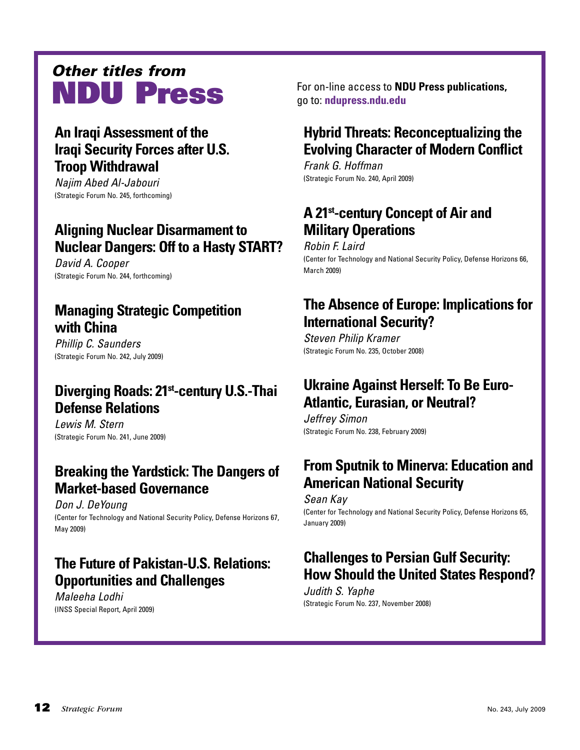## *Other titles from* NDU Press

For on-line access to **NDU Press publications,** go to: **ndupress.ndu.edu**

### An Iraqi Assessment of the Iraqi Security Forces after U.S. Troop Withdrawal

*Najim Abed Al-Jabouri*
(Strategic Forum No. 245, forthcoming)

### Aligning Nuclear Disarmament to Nuclear Dangers: Off to a Hasty START?

*David A. Cooper*
(Strategic Forum No. 244, forthcoming)

### Managing Strategic Competition with China

*Phillip C. Saunders*
(Strategic Forum No. 242, July 2009)

### Diverging Roads: 21st-century U.S.-Thai Defense Relations

*Lewis M. Stern*
(Strategic Forum No. 241, June 2009)

### Breaking the Yardstick: The Dangers of Market-based Governance

*Don J. DeYoung*
(Center for Technology and National Security Policy, Defense Horizons 67, May 2009)

### The Future of Pakistan-U.S. Relations: Opportunities and Challenges

*Maleeha Lodhi*
(INSS Special Report, April 2009)

### Hybrid Threats: Reconceptualizing the Evolving Character of Modern Conflict

*Frank G. Hoffman*
(Strategic Forum No. 240, April 2009)

### A 21st-century Concept of Air and Military Operations

*Robin F. Laird*
(Center for Technology and National Security Policy, Defense Horizons 66, March 2009)

### The Absence of Europe: Implications for International Security?

*Steven Philip Kramer*
(Strategic Forum No. 235, October 2008)

### Ukraine Against Herself: To Be Euro-Atlantic, Eurasian, or Neutral?

*Jeffrey Simon*
(Strategic Forum No. 238, February 2009)

### From Sputnik to Minerva: Education and American National Security

*Sean Kay*
(Center for Technology and National Security Policy, Defense Horizons 65, January 2009)

### Challenges to Persian Gulf Security: How Should the United States Respond?

*Judith S. Yaphe*
(Strategic Forum No. 237, November 2008)